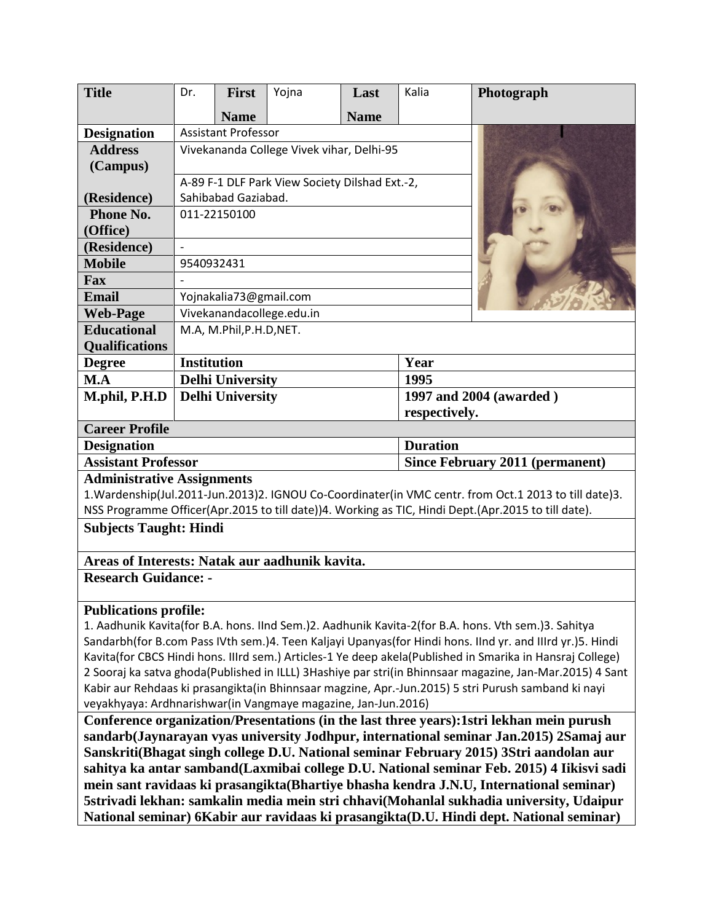| Title | Dr. | First Name | Yojna | Last Name | Kalia | Photograph |
|---|---|---|---|---|---|---|
| Designation | Assistant Professor | | | | | |
| Address (Campus) | Vivekananda College Vivek vihar, Delhi-95 | | | | | |
| (Residence) | A-89 F-1 DLF Park View Society Dilshad Ext.-2, Sahibabad Gaziabad. | | | | | |
| Phone No. (Office) | 011-22150100 | | | | | |
| (Residence) | - | | | | | |
| Mobile | 9540932431 | | | | | |
| Fax | - | | | | | |
| Email | Yojnakalia73@gmail.com | | | | | |
| Web-Page | Vivekanandacollege.edu.in | | | | | |
| Educational Qualifications | M.A, M.Phil,P.H.D,NET. | | | | | |

| Degree | Institution | Year |
|---|---|---|
| M.A | Delhi University | 1995 |
| M.phil, P.H.D | Delhi University | 1997 and 2004 (awarded ) respectively. |

**Career Profile**

| Designation | Duration |
|---|---|
| Assistant Professor | Since February 2011 (permanent) |

**Administrative Assignments**

1.Wardenship(Jul.2011-Jun.2013)2. IGNOU Co-Coordinater(in VMC centr. from Oct.1 2013 to till date)3. NSS Programme Officer(Apr.2015 to till date))4. Working as TIC, Hindi Dept.(Apr.2015 to till date).

**Subjects Taught: Hindi**

**Areas of Interests: Natak aur aadhunik kavita.**

**Research Guidance: -**

**Publications profile:**

1. Aadhunik Kavita(for B.A. hons. IInd Sem.)2. Aadhunik Kavita-2(for B.A. hons. Vth sem.)3. Sahitya Sandarbh(for B.com Pass IVth sem.)4. Teen Kaljayi Upanyas(for Hindi hons. IInd yr. and IIIrd yr.)5. Hindi Kavita(for CBCS Hindi hons. IIIrd sem.) Articles-1 Ye deep akela(Published in Smarika in Hansraj College) 2 Sooraj ka satva ghoda(Published in ILLL) 3Hashiye par stri(in Bhinnsaar magazine, Jan-Mar.2015) 4 Sant Kabir aur Rehdaas ki prasangikta(in Bhinnsaar magzine, Apr.-Jun.2015) 5 stri Purush samband ki nayi veyakhyaya: Ardhnarishwar(in Vangmaye magazine, Jan-Jun.2016)

**Conference organization/Presentations (in the last three years):1stri lekhan mein purush sandarb(Jaynarayan vyas university Jodhpur, international seminar Jan.2015) 2Samaj aur Sanskriti(Bhagat singh college D.U. National seminar February 2015) 3Stri aandolan aur sahitya ka antar samband(Laxmibai college D.U. National seminar Feb. 2015) 4 Iikisvi sadi mein sant ravidaas ki prasangikta(Bhartiye bhasha kendra J.N.U, International seminar) 5strivadi lekhan: samkalin media mein stri chhavi(Mohanlal sukhadia university, Udaipur National seminar) 6Kabir aur ravidaas ki prasangikta(D.U. Hindi dept. National seminar)**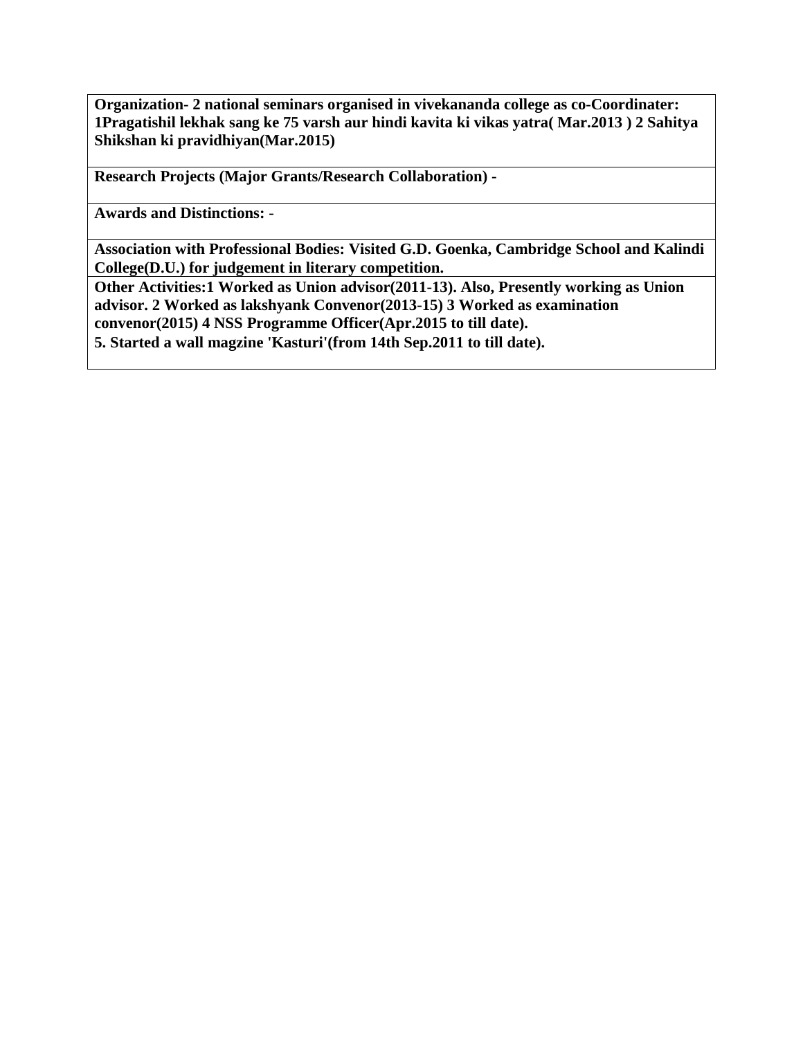**Organization- 2 national seminars organised in vivekananda college as co-Coordinater: 1Pragatishil lekhak sang ke 75 varsh aur hindi kavita ki vikas yatra( Mar.2013 ) 2 Sahitya Shikshan ki pravidhiyan(Mar.2015)**

**Research Projects (Major Grants/Research Collaboration) -**

**Awards and Distinctions: -**

**Association with Professional Bodies: Visited G.D. Goenka, Cambridge School and Kalindi College(D.U.) for judgement in literary competition.**

**Other Activities:1 Worked as Union advisor(2011-13). Also, Presently working as Union advisor. 2 Worked as lakshyank Convenor(2013-15) 3 Worked as examination convenor(2015) 4 NSS Programme Officer(Apr.2015 to till date).**
**5. Started a wall magzine 'Kasturi'(from 14th Sep.2011 to till date).**